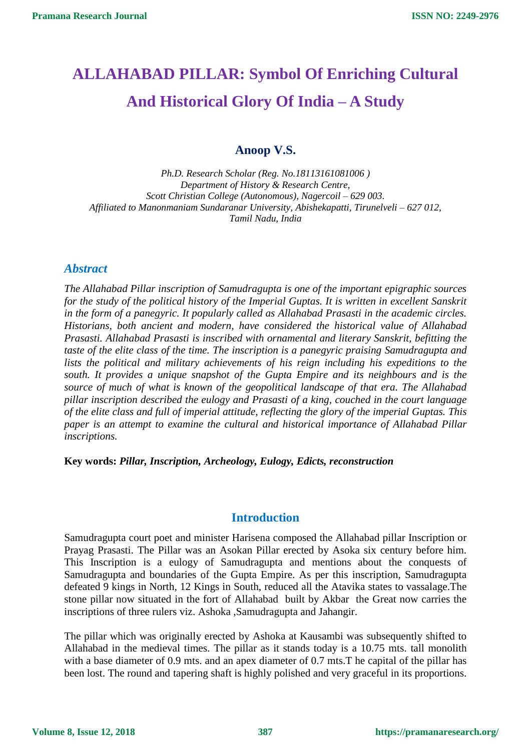# ALLAHABAD PILLAR: Symbol Of Enriching Cultural And Historical Glory Of India – A Study

## Anoop V.S.

*Ph.D. Research Scholar (Reg. No.18113161081006 )*
*Department of History & Research Centre,*
*Scott Christian College (Autonomous), Nagercoil – 629 003.*
*Affiliated to Manonmaniam Sundaranar University, Abishekapatti, Tirunelveli – 627 012,*
*Tamil Nadu, India*

### *Abstract*

*The Allahabad Pillar inscription of Samudragupta is one of the important epigraphic sources for the study of the political history of the Imperial Guptas. It is written in excellent Sanskrit in the form of a panegyric. It popularly called as Allahabad Prasasti in the academic circles. Historians, both ancient and modern, have considered the historical value of Allahabad Prasasti. Allahabad Prasasti is inscribed with ornamental and literary Sanskrit, befitting the taste of the elite class of the time. The inscription is a panegyric praising Samudragupta and lists the political and military achievements of his reign including his expeditions to the south. It provides a unique snapshot of the Gupta Empire and its neighbours and is the source of much of what is known of the geopolitical landscape of that era. The Allahabad pillar inscription described the eulogy and Prasasti of a king, couched in the court language of the elite class and full of imperial attitude, reflecting the glory of the imperial Guptas. This paper is an attempt to examine the cultural and historical importance of Allahabad Pillar inscriptions.*

**Key words:** ***Pillar, Inscription, Archeology, Eulogy, Edicts, reconstruction***

## Introduction

Samudragupta court poet and minister Harisena composed the Allahabad pillar Inscription or Prayag Prasasti. The Pillar was an Asokan Pillar erected by Asoka six century before him. This Inscription is a eulogy of Samudragupta and mentions about the conquests of Samudragupta and boundaries of the Gupta Empire. As per this inscription, Samudragupta defeated 9 kings in North, 12 Kings in South, reduced all the Atavika states to vassalage.The stone pillar now situated in the fort of Allahabad built by Akbar the Great now carries the inscriptions of three rulers viz. Ashoka ,Samudragupta and Jahangir.

The pillar which was originally erected by Ashoka at Kausambi was subsequently shifted to Allahabad in the medieval times. The pillar as it stands today is a 10.75 mts. tall monolith with a base diameter of 0.9 mts. and an apex diameter of 0.7 mts.T he capital of the pillar has been lost. The round and tapering shaft is highly polished and very graceful in its proportions.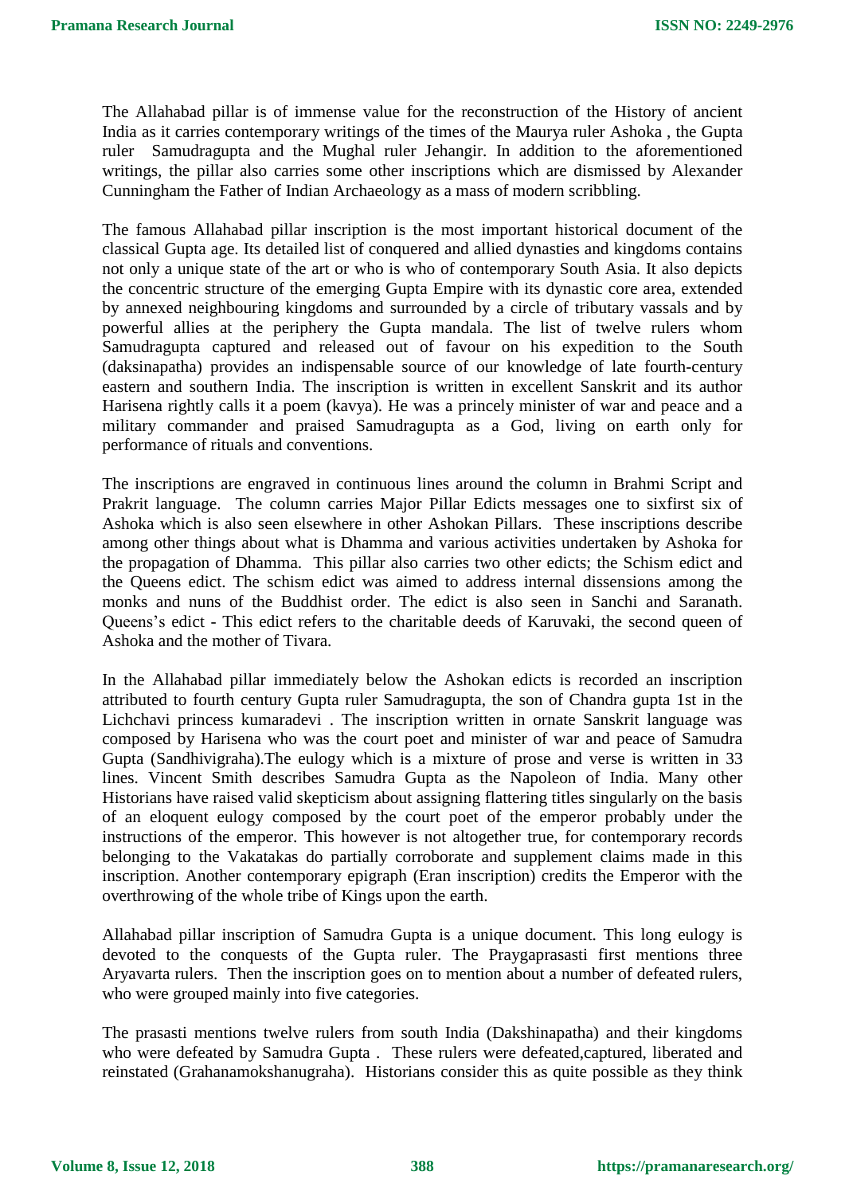The Allahabad pillar is of immense value for the reconstruction of the History of ancient India as it carries contemporary writings of the times of the Maurya ruler Ashoka , the Gupta ruler Samudragupta and the Mughal ruler Jehangir. In addition to the aforementioned writings, the pillar also carries some other inscriptions which are dismissed by Alexander Cunningham the Father of Indian Archaeology as a mass of modern scribbling.

The famous Allahabad pillar inscription is the most important historical document of the classical Gupta age. Its detailed list of conquered and allied dynasties and kingdoms contains not only a unique state of the art or who is who of contemporary South Asia. It also depicts the concentric structure of the emerging Gupta Empire with its dynastic core area, extended by annexed neighbouring kingdoms and surrounded by a circle of tributary vassals and by powerful allies at the periphery the Gupta mandala. The list of twelve rulers whom Samudragupta captured and released out of favour on his expedition to the South (daksinapatha) provides an indispensable source of our knowledge of late fourth-century eastern and southern India. The inscription is written in excellent Sanskrit and its author Harisena rightly calls it a poem (kavya). He was a princely minister of war and peace and a military commander and praised Samudragupta as a God, living on earth only for performance of rituals and conventions.

The inscriptions are engraved in continuous lines around the column in Brahmi Script and Prakrit language. The column carries Major Pillar Edicts messages one to sixfirst six of Ashoka which is also seen elsewhere in other Ashokan Pillars. These inscriptions describe among other things about what is Dhamma and various activities undertaken by Ashoka for the propagation of Dhamma. This pillar also carries two other edicts; the Schism edict and the Queens edict. The schism edict was aimed to address internal dissensions among the monks and nuns of the Buddhist order. The edict is also seen in Sanchi and Saranath. Queens's edict - This edict refers to the charitable deeds of Karuvaki, the second queen of Ashoka and the mother of Tivara.

In the Allahabad pillar immediately below the Ashokan edicts is recorded an inscription attributed to fourth century Gupta ruler Samudragupta, the son of Chandra gupta 1st in the Lichchavi princess kumaradevi . The inscription written in ornate Sanskrit language was composed by Harisena who was the court poet and minister of war and peace of Samudra Gupta (Sandhivigraha).The eulogy which is a mixture of prose and verse is written in 33 lines. Vincent Smith describes Samudra Gupta as the Napoleon of India. Many other Historians have raised valid skepticism about assigning flattering titles singularly on the basis of an eloquent eulogy composed by the court poet of the emperor probably under the instructions of the emperor. This however is not altogether true, for contemporary records belonging to the Vakatakas do partially corroborate and supplement claims made in this inscription. Another contemporary epigraph (Eran inscription) credits the Emperor with the overthrowing of the whole tribe of Kings upon the earth.

Allahabad pillar inscription of Samudra Gupta is a unique document. This long eulogy is devoted to the conquests of the Gupta ruler. The Praygaprasasti first mentions three Aryavarta rulers. Then the inscription goes on to mention about a number of defeated rulers, who were grouped mainly into five categories.

The prasasti mentions twelve rulers from south India (Dakshinapatha) and their kingdoms who were defeated by Samudra Gupta . These rulers were defeated,captured, liberated and reinstated (Grahanamokshanugraha). Historians consider this as quite possible as they think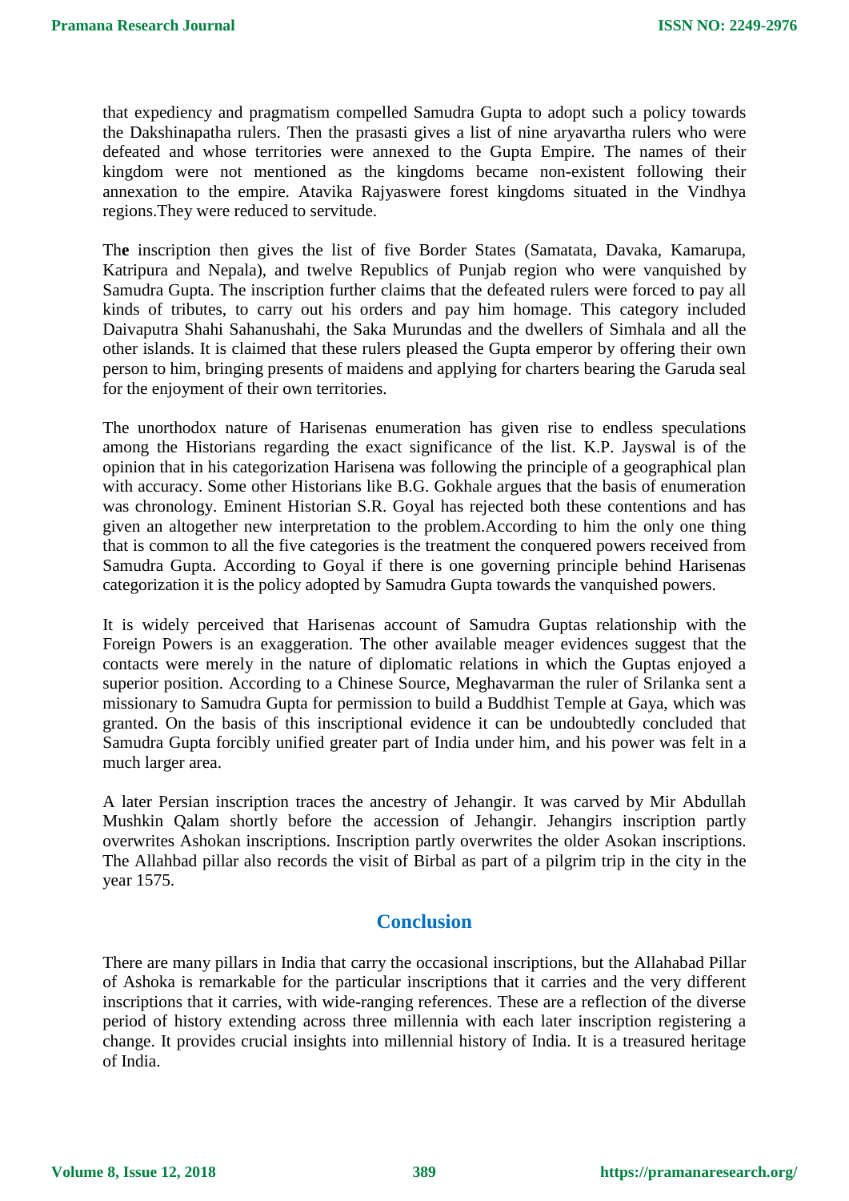that expediency and pragmatism compelled Samudra Gupta to adopt such a policy towards the Dakshinapatha rulers. Then the prasasti gives a list of nine aryavartha rulers who were defeated and whose territories were annexed to the Gupta Empire. The names of their kingdom were not mentioned as the kingdoms became non-existent following their annexation to the empire. Atavika Rajyaswere forest kingdoms situated in the Vindhya regions.They were reduced to servitude.

Th**e** inscription then gives the list of five Border States (Samatata, Davaka, Kamarupa, Katripura and Nepala), and twelve Republics of Punjab region who were vanquished by Samudra Gupta. The inscription further claims that the defeated rulers were forced to pay all kinds of tributes, to carry out his orders and pay him homage. This category included Daivaputra Shahi Sahanushahi, the Saka Murundas and the dwellers of Simhala and all the other islands. It is claimed that these rulers pleased the Gupta emperor by offering their own person to him, bringing presents of maidens and applying for charters bearing the Garuda seal for the enjoyment of their own territories.

The unorthodox nature of Harisenas enumeration has given rise to endless speculations among the Historians regarding the exact significance of the list. K.P. Jayswal is of the opinion that in his categorization Harisena was following the principle of a geographical plan with accuracy. Some other Historians like B.G. Gokhale argues that the basis of enumeration was chronology. Eminent Historian S.R. Goyal has rejected both these contentions and has given an altogether new interpretation to the problem.According to him the only one thing that is common to all the five categories is the treatment the conquered powers received from Samudra Gupta. According to Goyal if there is one governing principle behind Harisenas categorization it is the policy adopted by Samudra Gupta towards the vanquished powers.

It is widely perceived that Harisenas account of Samudra Guptas relationship with the Foreign Powers is an exaggeration. The other available meager evidences suggest that the contacts were merely in the nature of diplomatic relations in which the Guptas enjoyed a superior position. According to a Chinese Source, Meghavarman the ruler of Srilanka sent a missionary to Samudra Gupta for permission to build a Buddhist Temple at Gaya, which was granted. On the basis of this inscriptional evidence it can be undoubtedly concluded that Samudra Gupta forcibly unified greater part of India under him, and his power was felt in a much larger area.

A later Persian inscription traces the ancestry of Jehangir. It was carved by Mir Abdullah Mushkin Qalam shortly before the accession of Jehangir. Jehangirs inscription partly overwrites Ashokan inscriptions. Inscription partly overwrites the older Asokan inscriptions. The Allahbad pillar also records the visit of Birbal as part of a pilgrim trip in the city in the year 1575.

## Conclusion

There are many pillars in India that carry the occasional inscriptions, but the Allahabad Pillar of Ashoka is remarkable for the particular inscriptions that it carries and the very different inscriptions that it carries, with wide-ranging references. These are a reflection of the diverse period of history extending across three millennia with each later inscription registering a change. It provides crucial insights into millennial history of India. It is a treasured heritage of India.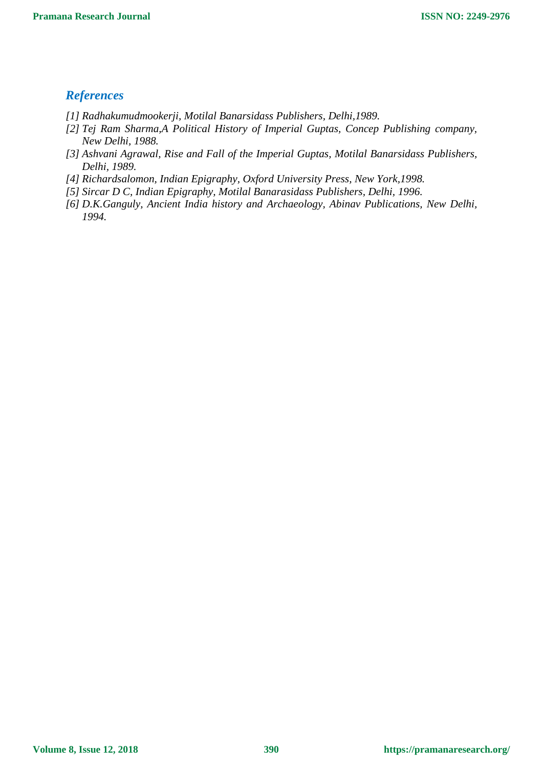## *References*

*[1] Radhakumudmookerji, Motilal Banarsidass Publishers, Delhi,1989.*
*[2] Tej Ram Sharma,A Political History of Imperial Guptas, Concep Publishing company, New Delhi, 1988.*
*[3] Ashvani Agrawal, Rise and Fall of the Imperial Guptas, Motilal Banarsidass Publishers, Delhi, 1989.*
*[4] Richardsalomon, Indian Epigraphy, Oxford University Press, New York,1998.*
*[5] Sircar D C, Indian Epigraphy, Motilal Banarasidass Publishers, Delhi, 1996.*
*[6] D.K.Ganguly, Ancient India history and Archaeology, Abinav Publications, New Delhi, 1994.*